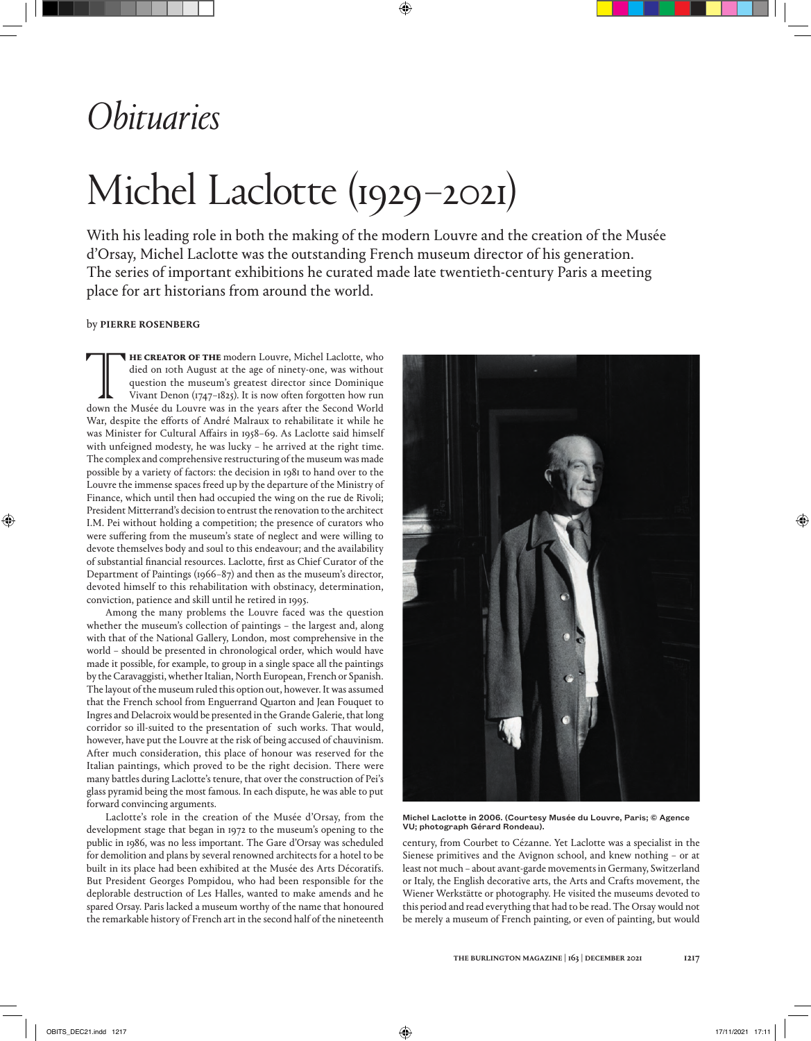# *Obituaries*

# Michel Laclotte (1929–2021)

With his leading role in both the making of the modern Louvre and the creation of the Musée d'Orsay, Michel Laclotte was the outstanding French museum director of his generation. The series of important exhibitions he curated made late twentieth-century Paris a meeting place for art historians from around the world.

by **PIERRE ROSENBERG**

**THE CREATOR OF THE** modern Louvre, Michel Laclotte, who died on 10th August at the age of ninety-one, was without question the museum's greatest director since Dominique Vivant Denon (1747–1825). It is now often forgotten how run down the Musée du Louvre was in the years after the Second World War, despite the efforts of André Malraux to rehabilitate it while he was Minister for Cultural Affairs in 1958–69. As Laclotte said himself with unfeigned modesty, he was lucky – he arrived at the right time. The complex and comprehensive restructuring of the museum was made possible by a variety of factors: the decision in 1981 to hand over to the Louvre the immense spaces freed up by the departure of the Ministry of Finance, which until then had occupied the wing on the rue de Rivoli; President Mitterrand's decision to entrust the renovation to the architect I.M. Pei without holding a competition; the presence of curators who were suffering from the museum's state of neglect and were willing to devote themselves body and soul to this endeavour; and the availability of substantial financial resources. Laclotte, first as Chief Curator of the Department of Paintings (1966–87) and then as the museum's director, devoted himself to this rehabilitation with obstinacy, determination, conviction, patience and skill until he retired in 1995.

Among the many problems the Louvre faced was the question whether the museum's collection of paintings – the largest and, along with that of the National Gallery, London, most comprehensive in the world – should be presented in chronological order, which would have made it possible, for example, to group in a single space all the paintings by the Caravaggisti, whether Italian, North European, French or Spanish. The layout of the museum ruled this option out, however. It was assumed that the French school from Enguerrand Quarton and Jean Fouquet to Ingres and Delacroix would be presented in the Grande Galerie, that long corridor so ill-suited to the presentation of such works. That would, however, have put the Louvre at the risk of being accused of chauvinism. After much consideration, this place of honour was reserved for the Italian paintings, which proved to be the right decision. There were many battles during Laclotte's tenure, that over the construction of Pei's glass pyramid being the most famous. In each dispute, he was able to put forward convincing arguments.

Laclotte's role in the creation of the Musée d'Orsay, from the development stage that began in 1972 to the museum's opening to the public in 1986, was no less important. The Gare d'Orsay was scheduled for demolition and plans by several renowned architects for a hotel to be built in its place had been exhibited at the Musée des Arts Décoratifs. But President Georges Pompidou, who had been responsible for the deplorable destruction of Les Halles, wanted to make amends and he spared Orsay. Paris lacked a museum worthy of the name that honoured the remarkable history of French art in the second half of the nineteenth century, from Courbet to Cézanne. Yet Laclotte was a specialist in the Sienese primitives and the Avignon school, and knew nothing – or at least not much – about avant-garde movements in Germany, Switzerland or Italy, the English decorative arts, the Arts and Crafts movement, the Wiener Werkstätte or photography. He visited the museums devoted to this period and read everything that had to be read. The Orsay would not be merely a museum of French painting, or even of painting, but would

Michel Laclotte in 2006. (Courtesy Musée du Louvre, Paris; © Agence VU; photograph Gérard Rondeau).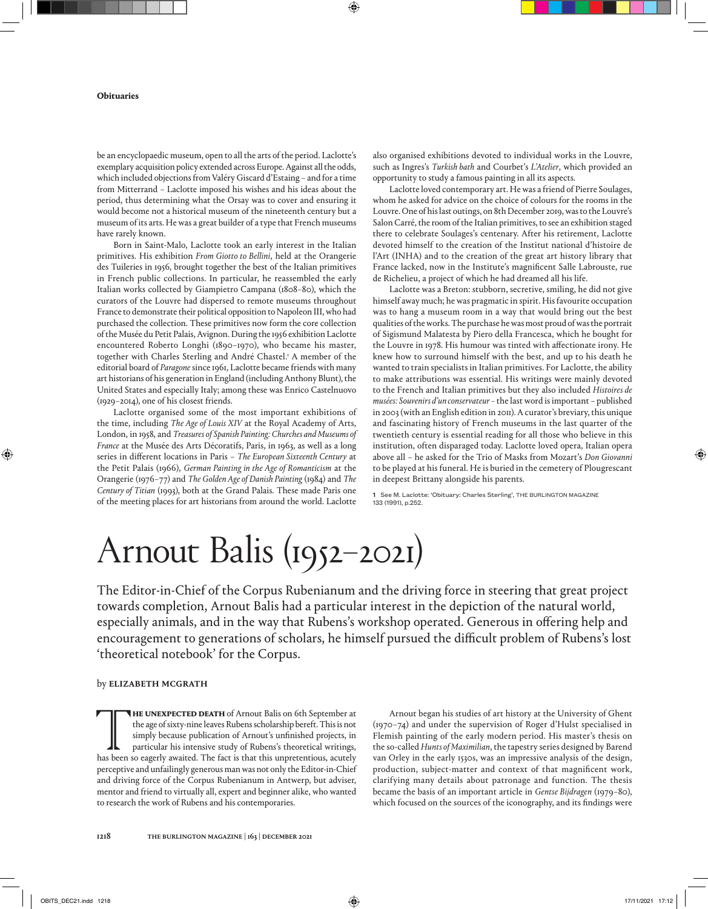be an encyclopaedic museum, open to all the arts of the period. Laclotte's exemplary acquisition policy extended across Europe. Against all the odds, which included objections from Valéry Giscard d'Estaing – and for a time from Mitterrand – Laclotte imposed his wishes and his ideas about the period, thus determining what the Orsay was to cover and ensuring it would become not a historical museum of the nineteenth century but a museum of its arts. He was a great builder of a type that French museums have rarely known.

Born in Saint-Malo, Laclotte took an early interest in the Italian primitives. His exhibition *From Giotto to Bellini*, held at the Orangerie des Tuileries in 1956, brought together the best of the Italian primitives in French public collections. In particular, he reassembled the early Italian works collected by Giampietro Campana (1808–80), which the curators of the Louvre had dispersed to remote museums throughout France to demonstrate their political opposition to Napoleon III, who had purchased the collection. These primitives now form the core collection of the Musée du Petit Palais, Avignon. During the 1956 exhibition Laclotte encountered Roberto Longhi (1890–1970), who became his master, together with Charles Sterling and André Chastel.[1] A member of the editorial board of *Paragone* since 1961, Laclotte became friends with many art historians of his generation in England (including Anthony Blunt), the United States and especially Italy; among these was Enrico Castelnuovo (1929–2014), one of his closest friends.

Laclotte organised some of the most important exhibitions of the time, including *The Age of Louis XIV* at the Royal Academy of Arts, London, in 1958, and *Treasures of Spanish Painting: Churches and Museums of France* at the Musée des Arts Décoratifs, Paris, in 1963, as well as a long series in different locations in Paris – *The European Sixteenth Century* at the Petit Palais (1966), *German Painting in the Age of Romanticism* at the Orangerie (1976–77) and *The Golden Age of Danish Painting* (1984) and *The Century of Titian* (1993), both at the Grand Palais. These made Paris one of the meeting places for art historians from around the world. Laclotte also organised exhibitions devoted to individual works in the Louvre, such as Ingres's *Turkish bath* and Courbet's *L'Atelier*, which provided an opportunity to study a famous painting in all its aspects.

Laclotte loved contemporary art. He was a friend of Pierre Soulages, whom he asked for advice on the choice of colours for the rooms in the Louvre. One of his last outings, on 8th December 2019, was to the Louvre's Salon Carré, the room of the Italian primitives, to see an exhibition staged there to celebrate Soulages's centenary. After his retirement, Laclotte devoted himself to the creation of the Institut national d'histoire de l'Art (INHA) and to the creation of the great art history library that France lacked, now in the Institute's magnificent Salle Labrouste, rue de Richelieu, a project of which he had dreamed all his life.

Laclotte was a Breton: stubborn, secretive, smiling, he did not give himself away much; he was pragmatic in spirit. His favourite occupation was to hang a museum room in a way that would bring out the best qualities of the works. The purchase he was most proud of was the portrait of Sigismund Malatesta by Piero della Francesca, which he bought for the Louvre in 1978. His humour was tinted with affectionate irony. He knew how to surround himself with the best, and up to his death he wanted to train specialists in Italian primitives. For Laclotte, the ability to make attributions was essential. His writings were mainly devoted to the French and Italian primitives but they also included *Histoires de musées: Souvenirs d'un conservateur* – the last word is important – published in 2003 (with an English edition in 2011). A curator's breviary, this unique and fascinating history of French museums in the last quarter of the twentieth century is essential reading for all those who believe in this institution, often disparaged today. Laclotte loved opera, Italian opera above all – he asked for the Trio of Masks from Mozart's *Don Giovanni* to be played at his funeral. He is buried in the cemetery of Plougrescant in deepest Brittany alongside his parents.

1 See M. Laclotte: 'Obituary: Charles Sterling', THE BURLINGTON MAGAZINE 133 (1991), p.252.

# Arnout Balis (1952–2021)

The Editor-in-Chief of the Corpus Rubenianum and the driving force in steering that great project towards completion, Arnout Balis had a particular interest in the depiction of the natural world, especially animals, and in the way that Rubens's workshop operated. Generous in offering help and encouragement to generations of scholars, he himself pursued the difficult problem of Rubens's lost 'theoretical notebook' for the Corpus.

by **ELIZABETH MCGRATH**

**THE UNEXPECTED DEATH** of Arnout Balis on 6th September at the age of sixty-nine leaves Rubens scholarship bereft. This is not simply because publication of Arnout's unfinished projects, in particular his intensive study of Rubens's theoretical writings, has been so eagerly awaited. The fact is that this unpretentious, acutely perceptive and unfailingly generous man was not only the Editor-in-Chief and driving force of the Corpus Rubenianum in Antwerp, but adviser, mentor and friend to virtually all, expert and beginner alike, who wanted to research the work of Rubens and his contemporaries.

Arnout began his studies of art history at the University of Ghent (1970–74) and under the supervision of Roger d'Hulst specialised in Flemish painting of the early modern period. His master's thesis on the so-called *Hunts of Maximilian*, the tapestry series designed by Barend van Orley in the early 1530s, was an impressive analysis of the design, production, subject-matter and context of that magnificent work, clarifying many details about patronage and function. The thesis became the basis of an important article in *Gentse Bijdragen* (1979–80), which focused on the sources of the iconography, and its findings were